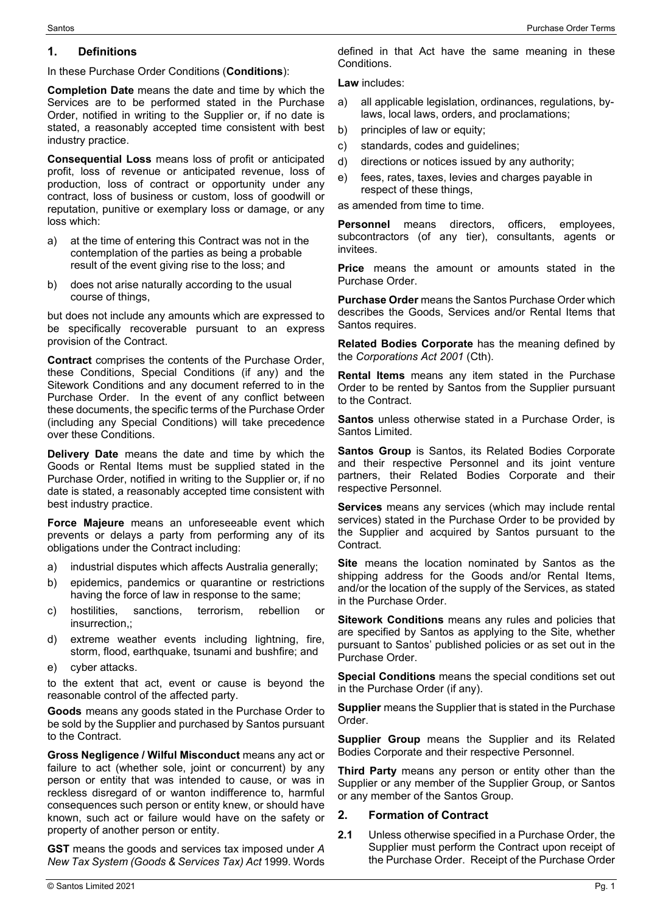## 1. Definitions

In these Purchase Order Conditions (**Conditions**):

**Completion Date** means the date and time by which the Services are to be performed stated in the Purchase Order, notified in writing to the Supplier or, if no date is stated, a reasonably accepted time consistent with best industry practice.

**Consequential Loss** means loss of profit or anticipated profit, loss of revenue or anticipated revenue, loss of production, loss of contract or opportunity under any contract, loss of business or custom, loss of goodwill or reputation, punitive or exemplary loss or damage, or any loss which:

a) at the time of entering this Contract was not in the contemplation of the parties as being a probable result of the event giving rise to the loss; and
b) does not arise naturally according to the usual course of things,

but does not include any amounts which are expressed to be specifically recoverable pursuant to an express provision of the Contract.

**Contract** comprises the contents of the Purchase Order, these Conditions, Special Conditions (if any) and the Sitework Conditions and any document referred to in the Purchase Order. In the event of any conflict between these documents, the specific terms of the Purchase Order (including any Special Conditions) will take precedence over these Conditions.

**Delivery Date** means the date and time by which the Goods or Rental Items must be supplied stated in the Purchase Order, notified in writing to the Supplier or, if no date is stated, a reasonably accepted time consistent with best industry practice.

**Force Majeure** means an unforeseeable event which prevents or delays a party from performing any of its obligations under the Contract including:

a) industrial disputes which affects Australia generally;
b) epidemics, pandemics or quarantine or restrictions having the force of law in response to the same;
c) hostilities, sanctions, terrorism, rebellion or insurrection,;
d) extreme weather events including lightning, fire, storm, flood, earthquake, tsunami and bushfire; and
e) cyber attacks.

to the extent that act, event or cause is beyond the reasonable control of the affected party.

**Goods** means any goods stated in the Purchase Order to be sold by the Supplier and purchased by Santos pursuant to the Contract.

**Gross Negligence / Wilful Misconduct** means any act or failure to act (whether sole, joint or concurrent) by any person or entity that was intended to cause, or was in reckless disregard of or wanton indifference to, harmful consequences such person or entity knew, or should have known, such act or failure would have on the safety or property of another person or entity.

**GST** means the goods and services tax imposed under *A New Tax System (Goods & Services Tax) Act* 1999. Words defined in that Act have the same meaning in these Conditions.

**Law** includes:

a) all applicable legislation, ordinances, regulations, by-laws, local laws, orders, and proclamations;
b) principles of law or equity;
c) standards, codes and guidelines;
d) directions or notices issued by any authority;
e) fees, rates, taxes, levies and charges payable in respect of these things,

as amended from time to time.

**Personnel** means directors, officers, employees, subcontractors (of any tier), consultants, agents or invitees.

**Price** means the amount or amounts stated in the Purchase Order.

**Purchase Order** means the Santos Purchase Order which describes the Goods, Services and/or Rental Items that Santos requires.

**Related Bodies Corporate** has the meaning defined by the *Corporations Act 2001* (Cth).

**Rental Items** means any item stated in the Purchase Order to be rented by Santos from the Supplier pursuant to the Contract.

**Santos** unless otherwise stated in a Purchase Order, is Santos Limited.

**Santos Group** is Santos, its Related Bodies Corporate and their respective Personnel and its joint venture partners, their Related Bodies Corporate and their respective Personnel.

**Services** means any services (which may include rental services) stated in the Purchase Order to be provided by the Supplier and acquired by Santos pursuant to the Contract.

**Site** means the location nominated by Santos as the shipping address for the Goods and/or Rental Items, and/or the location of the supply of the Services, as stated in the Purchase Order.

**Sitework Conditions** means any rules and policies that are specified by Santos as applying to the Site, whether pursuant to Santos' published policies or as set out in the Purchase Order.

**Special Conditions** means the special conditions set out in the Purchase Order (if any).

**Supplier** means the Supplier that is stated in the Purchase Order.

**Supplier Group** means the Supplier and its Related Bodies Corporate and their respective Personnel.

**Third Party** means any person or entity other than the Supplier or any member of the Supplier Group, or Santos or any member of the Santos Group.

## 2. Formation of Contract

**2.1** Unless otherwise specified in a Purchase Order, the Supplier must perform the Contract upon receipt of the Purchase Order. Receipt of the Purchase Order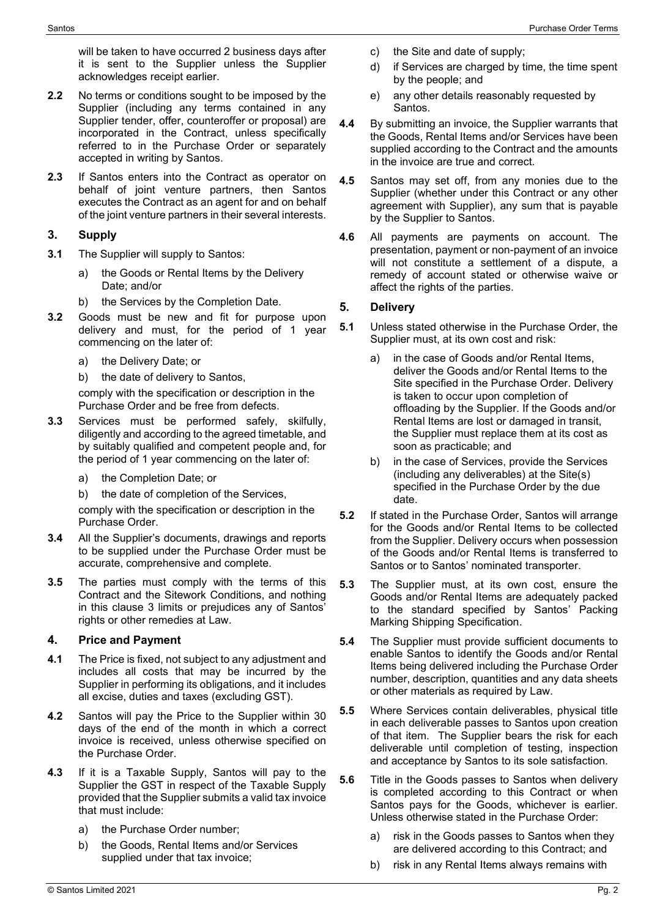will be taken to have occurred 2 business days after it is sent to the Supplier unless the Supplier acknowledges receipt earlier.

**2.2** No terms or conditions sought to be imposed by the Supplier (including any terms contained in any Supplier tender, offer, counteroffer or proposal) are incorporated in the Contract, unless specifically referred to in the Purchase Order or separately accepted in writing by Santos.

**2.3** If Santos enters into the Contract as operator on behalf of joint venture partners, then Santos executes the Contract as an agent for and on behalf of the joint venture partners in their several interests.

## 3. Supply

**3.1** The Supplier will supply to Santos:

a) the Goods or Rental Items by the Delivery Date; and/or

b) the Services by the Completion Date.

**3.2** Goods must be new and fit for purpose upon delivery and must, for the period of 1 year commencing on the later of:

a) the Delivery Date; or

b) the date of delivery to Santos,

comply with the specification or description in the Purchase Order and be free from defects.

**3.3** Services must be performed safely, skilfully, diligently and according to the agreed timetable, and by suitably qualified and competent people and, for the period of 1 year commencing on the later of:

a) the Completion Date; or

b) the date of completion of the Services,

comply with the specification or description in the Purchase Order.

**3.4** All the Supplier's documents, drawings and reports to be supplied under the Purchase Order must be accurate, comprehensive and complete.

**3.5** The parties must comply with the terms of this Contract and the Sitework Conditions, and nothing in this clause 3 limits or prejudices any of Santos' rights or other remedies at Law.

## 4. Price and Payment

**4.1** The Price is fixed, not subject to any adjustment and includes all costs that may be incurred by the Supplier in performing its obligations, and it includes all excise, duties and taxes (excluding GST).

**4.2** Santos will pay the Price to the Supplier within 30 days of the end of the month in which a correct invoice is received, unless otherwise specified on the Purchase Order.

**4.3** If it is a Taxable Supply, Santos will pay to the Supplier the GST in respect of the Taxable Supply provided that the Supplier submits a valid tax invoice that must include:

a) the Purchase Order number;

b) the Goods, Rental Items and/or Services supplied under that tax invoice;

c) the Site and date of supply;

d) if Services are charged by time, the time spent by the people; and

e) any other details reasonably requested by Santos.

**4.4** By submitting an invoice, the Supplier warrants that the Goods, Rental Items and/or Services have been supplied according to the Contract and the amounts in the invoice are true and correct.

**4.5** Santos may set off, from any monies due to the Supplier (whether under this Contract or any other agreement with Supplier), any sum that is payable by the Supplier to Santos.

**4.6** All payments are payments on account. The presentation, payment or non-payment of an invoice will not constitute a settlement of a dispute, a remedy of account stated or otherwise waive or affect the rights of the parties.

## 5. Delivery

**5.1** Unless stated otherwise in the Purchase Order, the Supplier must, at its own cost and risk:

a) in the case of Goods and/or Rental Items, deliver the Goods and/or Rental Items to the Site specified in the Purchase Order. Delivery is taken to occur upon completion of offloading by the Supplier. If the Goods and/or Rental Items are lost or damaged in transit, the Supplier must replace them at its cost as soon as practicable; and

b) in the case of Services, provide the Services (including any deliverables) at the Site(s) specified in the Purchase Order by the due date.

**5.2** If stated in the Purchase Order, Santos will arrange for the Goods and/or Rental Items to be collected from the Supplier. Delivery occurs when possession of the Goods and/or Rental Items is transferred to Santos or to Santos' nominated transporter.

**5.3** The Supplier must, at its own cost, ensure the Goods and/or Rental Items are adequately packed to the standard specified by Santos' Packing Marking Shipping Specification.

**5.4** The Supplier must provide sufficient documents to enable Santos to identify the Goods and/or Rental Items being delivered including the Purchase Order number, description, quantities and any data sheets or other materials as required by Law.

**5.5** Where Services contain deliverables, physical title in each deliverable passes to Santos upon creation of that item. The Supplier bears the risk for each deliverable until completion of testing, inspection and acceptance by Santos to its sole satisfaction.

**5.6** Title in the Goods passes to Santos when delivery is completed according to this Contract or when Santos pays for the Goods, whichever is earlier. Unless otherwise stated in the Purchase Order:

a) risk in the Goods passes to Santos when they are delivered according to this Contract; and

b) risk in any Rental Items always remains with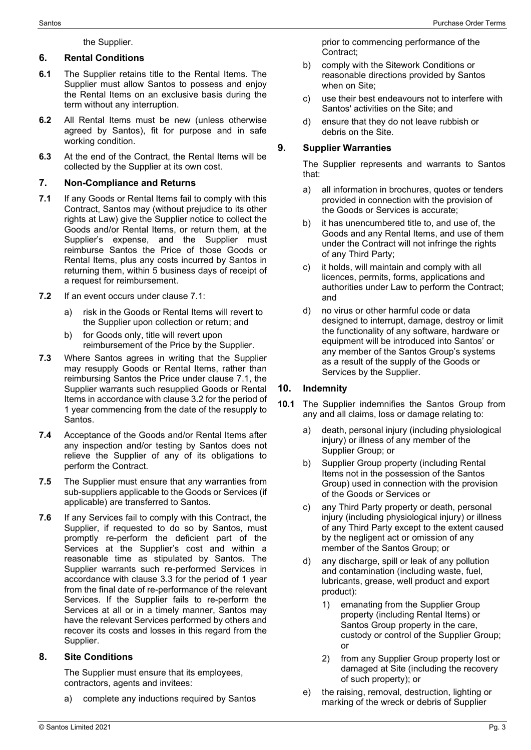the Supplier.

## 6. Rental Conditions

**6.1** The Supplier retains title to the Rental Items. The Supplier must allow Santos to possess and enjoy the Rental Items on an exclusive basis during the term without any interruption.

**6.2** All Rental Items must be new (unless otherwise agreed by Santos), fit for purpose and in safe working condition.

**6.3** At the end of the Contract, the Rental Items will be collected by the Supplier at its own cost.

## 7. Non-Compliance and Returns

**7.1** If any Goods or Rental Items fail to comply with this Contract, Santos may (without prejudice to its other rights at Law) give the Supplier notice to collect the Goods and/or Rental Items, or return them, at the Supplier's expense, and the Supplier must reimburse Santos the Price of those Goods or Rental Items, plus any costs incurred by Santos in returning them, within 5 business days of receipt of a request for reimbursement.

**7.2** If an event occurs under clause 7.1:

a) risk in the Goods or Rental Items will revert to the Supplier upon collection or return; and

b) for Goods only, title will revert upon reimbursement of the Price by the Supplier.

**7.3** Where Santos agrees in writing that the Supplier may resupply Goods or Rental Items, rather than reimbursing Santos the Price under clause 7.1, the Supplier warrants such resupplied Goods or Rental Items in accordance with clause 3.2 for the period of 1 year commencing from the date of the resupply to Santos.

**7.4** Acceptance of the Goods and/or Rental Items after any inspection and/or testing by Santos does not relieve the Supplier of any of its obligations to perform the Contract.

**7.5** The Supplier must ensure that any warranties from sub-suppliers applicable to the Goods or Services (if applicable) are transferred to Santos.

**7.6** If any Services fail to comply with this Contract, the Supplier, if requested to do so by Santos, must promptly re-perform the deficient part of the Services at the Supplier's cost and within a reasonable time as stipulated by Santos. The Supplier warrants such re-performed Services in accordance with clause 3.3 for the period of 1 year from the final date of re-performance of the relevant Services. If the Supplier fails to re-perform the Services at all or in a timely manner, Santos may have the relevant Services performed by others and recover its costs and losses in this regard from the Supplier.

## 8. Site Conditions

The Supplier must ensure that its employees, contractors, agents and invitees:

a) complete any inductions required by Santos prior to commencing performance of the Contract;

b) comply with the Sitework Conditions or reasonable directions provided by Santos when on Site;

c) use their best endeavours not to interfere with Santos' activities on the Site; and

d) ensure that they do not leave rubbish or debris on the Site.

## 9. Supplier Warranties

The Supplier represents and warrants to Santos that:

a) all information in brochures, quotes or tenders provided in connection with the provision of the Goods or Services is accurate;

b) it has unencumbered title to, and use of, the Goods and any Rental Items, and use of them under the Contract will not infringe the rights of any Third Party;

c) it holds, will maintain and comply with all licences, permits, forms, applications and authorities under Law to perform the Contract; and

d) no virus or other harmful code or data designed to interrupt, damage, destroy or limit the functionality of any software, hardware or equipment will be introduced into Santos' or any member of the Santos Group's systems as a result of the supply of the Goods or Services by the Supplier.

## 10. Indemnity

**10.1** The Supplier indemnifies the Santos Group from any and all claims, loss or damage relating to:

a) death, personal injury (including physiological injury) or illness of any member of the Supplier Group; or

b) Supplier Group property (including Rental Items not in the possession of the Santos Group) used in connection with the provision of the Goods or Services or

c) any Third Party property or death, personal injury (including physiological injury) or illness of any Third Party except to the extent caused by the negligent act or omission of any member of the Santos Group; or

d) any discharge, spill or leak of any pollution and contamination (including waste, fuel, lubricants, grease, well product and export product):

1) emanating from the Supplier Group property (including Rental Items) or Santos Group property in the care, custody or control of the Supplier Group; or

2) from any Supplier Group property lost or damaged at Site (including the recovery of such property); or

e) the raising, removal, destruction, lighting or marking of the wreck or debris of Supplier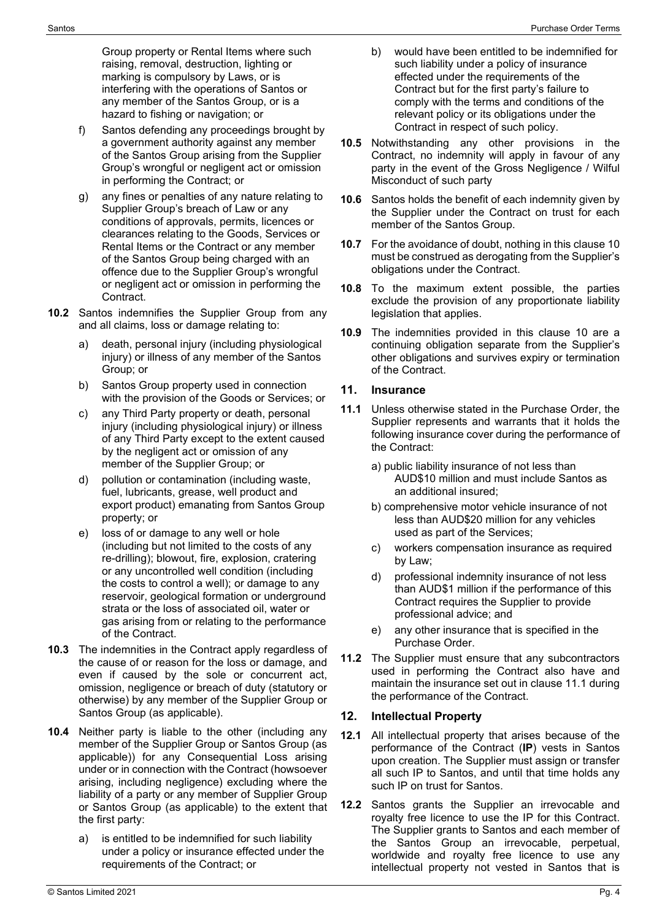Group property or Rental Items where such raising, removal, destruction, lighting or marking is compulsory by Laws, or is interfering with the operations of Santos or any member of the Santos Group, or is a hazard to fishing or navigation; or

f) Santos defending any proceedings brought by a government authority against any member of the Santos Group arising from the Supplier Group's wrongful or negligent act or omission in performing the Contract; or

g) any fines or penalties of any nature relating to Supplier Group's breach of Law or any conditions of approvals, permits, licences or clearances relating to the Goods, Services or Rental Items or the Contract or any member of the Santos Group being charged with an offence due to the Supplier Group's wrongful or negligent act or omission in performing the Contract.

**10.2** Santos indemnifies the Supplier Group from any and all claims, loss or damage relating to:

a) death, personal injury (including physiological injury) or illness of any member of the Santos Group; or

b) Santos Group property used in connection with the provision of the Goods or Services; or

c) any Third Party property or death, personal injury (including physiological injury) or illness of any Third Party except to the extent caused by the negligent act or omission of any member of the Supplier Group; or

d) pollution or contamination (including waste, fuel, lubricants, grease, well product and export product) emanating from Santos Group property; or

e) loss of or damage to any well or hole (including but not limited to the costs of any re-drilling); blowout, fire, explosion, cratering or any uncontrolled well condition (including the costs to control a well); or damage to any reservoir, geological formation or underground strata or the loss of associated oil, water or gas arising from or relating to the performance of the Contract.

**10.3** The indemnities in the Contract apply regardless of the cause of or reason for the loss or damage, and even if caused by the sole or concurrent act, omission, negligence or breach of duty (statutory or otherwise) by any member of the Supplier Group or Santos Group (as applicable).

**10.4** Neither party is liable to the other (including any member of the Supplier Group or Santos Group (as applicable)) for any Consequential Loss arising under or in connection with the Contract (howsoever arising, including negligence) excluding where the liability of a party or any member of Supplier Group or Santos Group (as applicable) to the extent that the first party:

a) is entitled to be indemnified for such liability under a policy or insurance effected under the requirements of the Contract; or

b) would have been entitled to be indemnified for such liability under a policy of insurance effected under the requirements of the Contract but for the first party's failure to comply with the terms and conditions of the relevant policy or its obligations under the Contract in respect of such policy.

**10.5** Notwithstanding any other provisions in the Contract, no indemnity will apply in favour of any party in the event of the Gross Negligence / Wilful Misconduct of such party

**10.6** Santos holds the benefit of each indemnity given by the Supplier under the Contract on trust for each member of the Santos Group.

**10.7** For the avoidance of doubt, nothing in this clause 10 must be construed as derogating from the Supplier's obligations under the Contract.

**10.8** To the maximum extent possible, the parties exclude the provision of any proportionate liability legislation that applies.

**10.9** The indemnities provided in this clause 10 are a continuing obligation separate from the Supplier's other obligations and survives expiry or termination of the Contract.

## 11. Insurance

**11.1** Unless otherwise stated in the Purchase Order, the Supplier represents and warrants that it holds the following insurance cover during the performance of the Contract:

a) public liability insurance of not less than AUD$10 million and must include Santos as an additional insured;

b) comprehensive motor vehicle insurance of not less than AUD$20 million for any vehicles used as part of the Services;

c) workers compensation insurance as required by Law;

d) professional indemnity insurance of not less than AUD$1 million if the performance of this Contract requires the Supplier to provide professional advice; and

e) any other insurance that is specified in the Purchase Order.

**11.2** The Supplier must ensure that any subcontractors used in performing the Contract also have and maintain the insurance set out in clause 11.1 during the performance of the Contract.

## 12. Intellectual Property

**12.1** All intellectual property that arises because of the performance of the Contract (**IP**) vests in Santos upon creation. The Supplier must assign or transfer all such IP to Santos, and until that time holds any such IP on trust for Santos.

**12.2** Santos grants the Supplier an irrevocable and royalty free licence to use the IP for this Contract. The Supplier grants to Santos and each member of the Santos Group an irrevocable, perpetual, worldwide and royalty free licence to use any intellectual property not vested in Santos that is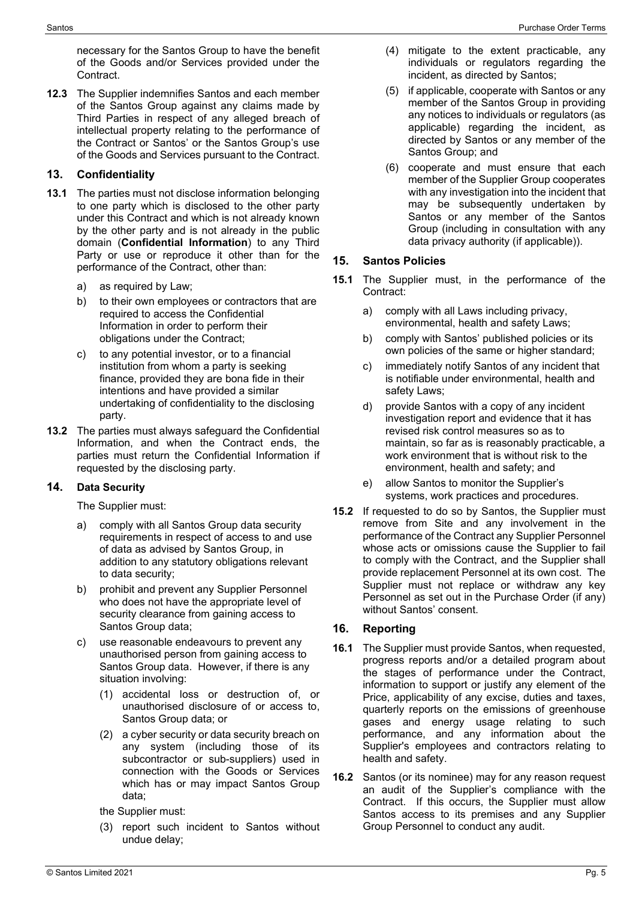necessary for the Santos Group to have the benefit of the Goods and/or Services provided under the Contract.

**12.3** The Supplier indemnifies Santos and each member of the Santos Group against any claims made by Third Parties in respect of any alleged breach of intellectual property relating to the performance of the Contract or Santos' or the Santos Group's use of the Goods and Services pursuant to the Contract.

## 13. Confidentiality

**13.1** The parties must not disclose information belonging to one party which is disclosed to the other party under this Contract and which is not already known by the other party and is not already in the public domain (**Confidential Information**) to any Third Party or use or reproduce it other than for the performance of the Contract, other than:

a) as required by Law;

b) to their own employees or contractors that are required to access the Confidential Information in order to perform their obligations under the Contract;

c) to any potential investor, or to a financial institution from whom a party is seeking finance, provided they are bona fide in their intentions and have provided a similar undertaking of confidentiality to the disclosing party.

**13.2** The parties must always safeguard the Confidential Information, and when the Contract ends, the parties must return the Confidential Information if requested by the disclosing party.

## 14. Data Security

The Supplier must:

a) comply with all Santos Group data security requirements in respect of access to and use of data as advised by Santos Group, in addition to any statutory obligations relevant to data security;

b) prohibit and prevent any Supplier Personnel who does not have the appropriate level of security clearance from gaining access to Santos Group data;

c) use reasonable endeavours to prevent any unauthorised person from gaining access to Santos Group data. However, if there is any situation involving:

(1) accidental loss or destruction of, or unauthorised disclosure of or access to, Santos Group data; or

(2) a cyber security or data security breach on any system (including those of its subcontractor or sub-suppliers) used in connection with the Goods or Services which has or may impact Santos Group data;

the Supplier must:

(3) report such incident to Santos without undue delay;

(4) mitigate to the extent practicable, any individuals or regulators regarding the incident, as directed by Santos;

(5) if applicable, cooperate with Santos or any member of the Santos Group in providing any notices to individuals or regulators (as applicable) regarding the incident, as directed by Santos or any member of the Santos Group; and

(6) cooperate and must ensure that each member of the Supplier Group cooperates with any investigation into the incident that may be subsequently undertaken by Santos or any member of the Santos Group (including in consultation with any data privacy authority (if applicable)).

## 15. Santos Policies

**15.1** The Supplier must, in the performance of the Contract:

a) comply with all Laws including privacy, environmental, health and safety Laws;

b) comply with Santos' published policies or its own policies of the same or higher standard;

c) immediately notify Santos of any incident that is notifiable under environmental, health and safety Laws;

d) provide Santos with a copy of any incident investigation report and evidence that it has revised risk control measures so as to maintain, so far as is reasonably practicable, a work environment that is without risk to the environment, health and safety; and

e) allow Santos to monitor the Supplier's systems, work practices and procedures.

**15.2** If requested to do so by Santos, the Supplier must remove from Site and any involvement in the performance of the Contract any Supplier Personnel whose acts or omissions cause the Supplier to fail to comply with the Contract, and the Supplier shall provide replacement Personnel at its own cost. The Supplier must not replace or withdraw any key Personnel as set out in the Purchase Order (if any) without Santos' consent.

## 16. Reporting

**16.1** The Supplier must provide Santos, when requested, progress reports and/or a detailed program about the stages of performance under the Contract, information to support or justify any element of the Price, applicability of any excise, duties and taxes, quarterly reports on the emissions of greenhouse gases and energy usage relating to such performance, and any information about the Supplier's employees and contractors relating to health and safety.

**16.2** Santos (or its nominee) may for any reason request an audit of the Supplier's compliance with the Contract. If this occurs, the Supplier must allow Santos access to its premises and any Supplier Group Personnel to conduct any audit.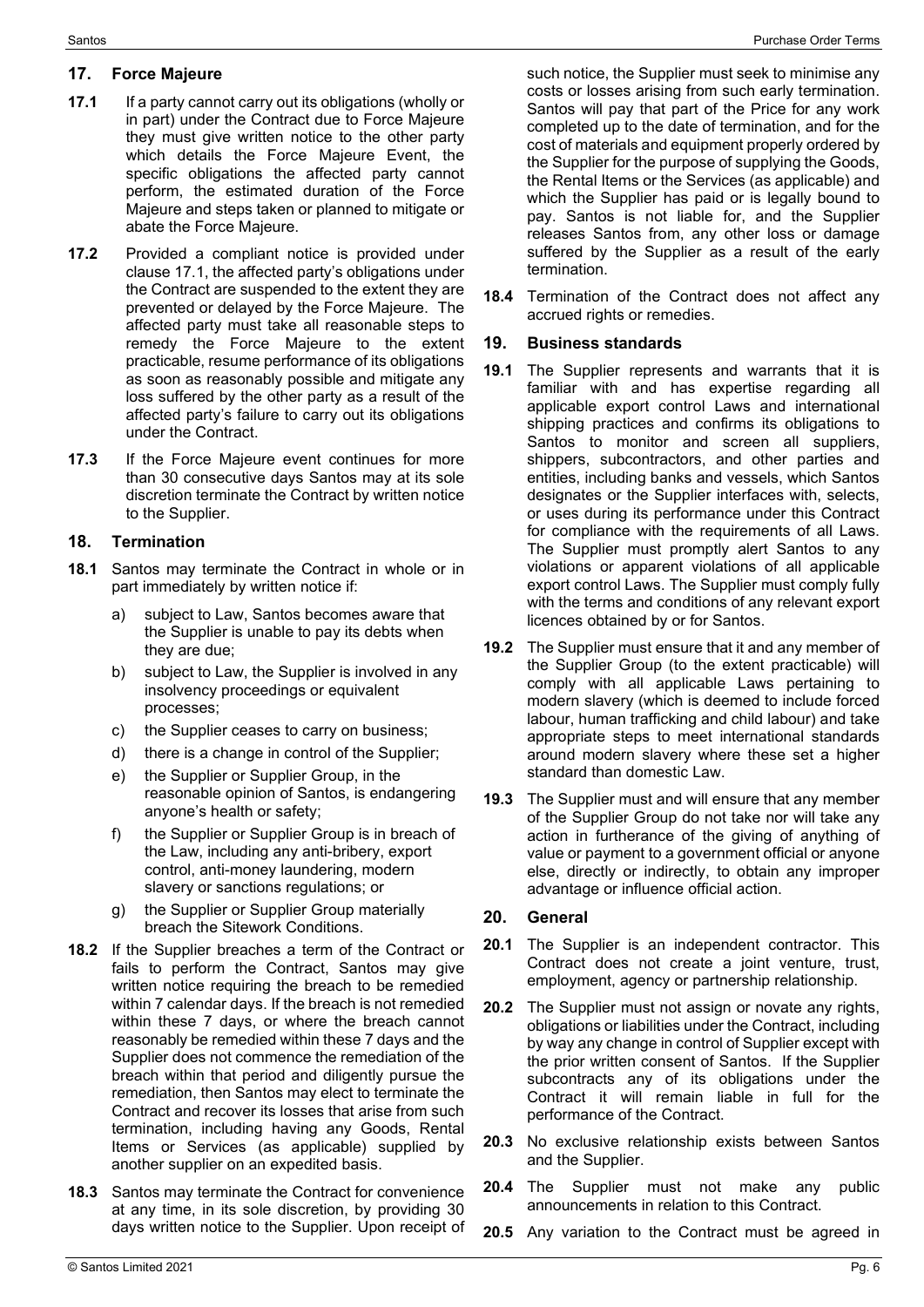## 17. Force Majeure

**17.1** If a party cannot carry out its obligations (wholly or in part) under the Contract due to Force Majeure they must give written notice to the other party which details the Force Majeure Event, the specific obligations the affected party cannot perform, the estimated duration of the Force Majeure and steps taken or planned to mitigate or abate the Force Majeure.

**17.2** Provided a compliant notice is provided under clause 17.1, the affected party's obligations under the Contract are suspended to the extent they are prevented or delayed by the Force Majeure. The affected party must take all reasonable steps to remedy the Force Majeure to the extent practicable, resume performance of its obligations as soon as reasonably possible and mitigate any loss suffered by the other party as a result of the affected party's failure to carry out its obligations under the Contract.

**17.3** If the Force Majeure event continues for more than 30 consecutive days Santos may at its sole discretion terminate the Contract by written notice to the Supplier.

## 18. Termination

**18.1** Santos may terminate the Contract in whole or in part immediately by written notice if:

a) subject to Law, Santos becomes aware that the Supplier is unable to pay its debts when they are due;

b) subject to Law, the Supplier is involved in any insolvency proceedings or equivalent processes;

c) the Supplier ceases to carry on business;

d) there is a change in control of the Supplier;

e) the Supplier or Supplier Group, in the reasonable opinion of Santos, is endangering anyone's health or safety;

f) the Supplier or Supplier Group is in breach of the Law, including any anti-bribery, export control, anti-money laundering, modern slavery or sanctions regulations; or

g) the Supplier or Supplier Group materially breach the Sitework Conditions.

**18.2** If the Supplier breaches a term of the Contract or fails to perform the Contract, Santos may give written notice requiring the breach to be remedied within 7 calendar days. If the breach is not remedied within these 7 days, or where the breach cannot reasonably be remedied within these 7 days and the Supplier does not commence the remediation of the breach within that period and diligently pursue the remediation, then Santos may elect to terminate the Contract and recover its losses that arise from such termination, including having any Goods, Rental Items or Services (as applicable) supplied by another supplier on an expedited basis.

**18.3** Santos may terminate the Contract for convenience at any time, in its sole discretion, by providing 30 days written notice to the Supplier. Upon receipt of such notice, the Supplier must seek to minimise any costs or losses arising from such early termination. Santos will pay that part of the Price for any work completed up to the date of termination, and for the cost of materials and equipment properly ordered by the Supplier for the purpose of supplying the Goods, the Rental Items or the Services (as applicable) and which the Supplier has paid or is legally bound to pay. Santos is not liable for, and the Supplier releases Santos from, any other loss or damage suffered by the Supplier as a result of the early termination.

**18.4** Termination of the Contract does not affect any accrued rights or remedies.

## 19. Business standards

**19.1** The Supplier represents and warrants that it is familiar with and has expertise regarding all applicable export control Laws and international shipping practices and confirms its obligations to Santos to monitor and screen all suppliers, shippers, subcontractors, and other parties and entities, including banks and vessels, which Santos designates or the Supplier interfaces with, selects, or uses during its performance under this Contract for compliance with the requirements of all Laws. The Supplier must promptly alert Santos to any violations or apparent violations of all applicable export control Laws. The Supplier must comply fully with the terms and conditions of any relevant export licences obtained by or for Santos.

**19.2** The Supplier must ensure that it and any member of the Supplier Group (to the extent practicable) will comply with all applicable Laws pertaining to modern slavery (which is deemed to include forced labour, human trafficking and child labour) and take appropriate steps to meet international standards around modern slavery where these set a higher standard than domestic Law.

**19.3** The Supplier must and will ensure that any member of the Supplier Group do not take nor will take any action in furtherance of the giving of anything of value or payment to a government official or anyone else, directly or indirectly, to obtain any improper advantage or influence official action.

## 20. General

**20.1** The Supplier is an independent contractor. This Contract does not create a joint venture, trust, employment, agency or partnership relationship.

**20.2** The Supplier must not assign or novate any rights, obligations or liabilities under the Contract, including by way any change in control of Supplier except with the prior written consent of Santos. If the Supplier subcontracts any of its obligations under the Contract it will remain liable in full for the performance of the Contract.

**20.3** No exclusive relationship exists between Santos and the Supplier.

**20.4** The Supplier must not make any public announcements in relation to this Contract.

**20.5** Any variation to the Contract must be agreed in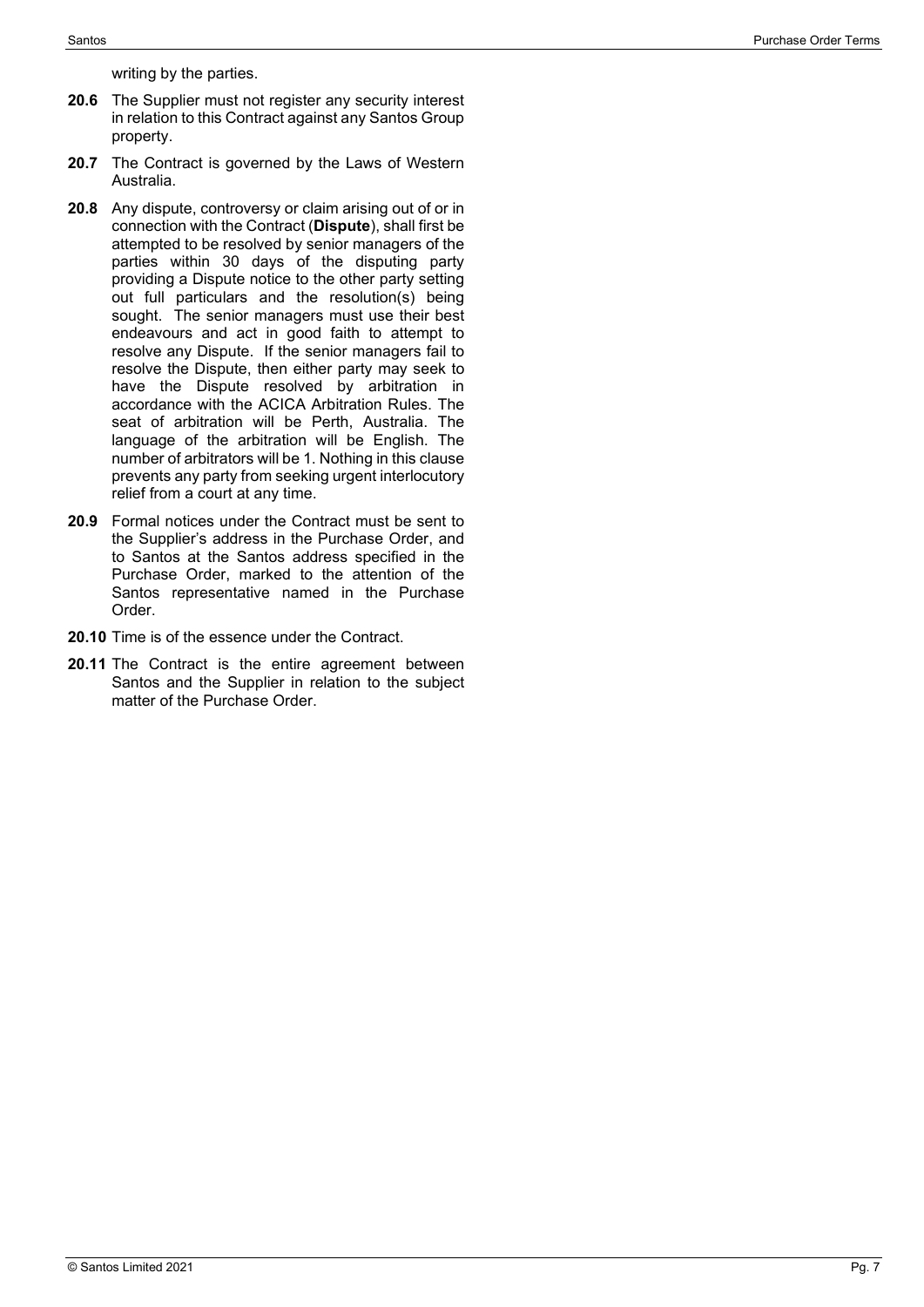writing by the parties.

**20.6** The Supplier must not register any security interest in relation to this Contract against any Santos Group property.

**20.7** The Contract is governed by the Laws of Western Australia.

**20.8** Any dispute, controversy or claim arising out of or in connection with the Contract (**Dispute**), shall first be attempted to be resolved by senior managers of the parties within 30 days of the disputing party providing a Dispute notice to the other party setting out full particulars and the resolution(s) being sought. The senior managers must use their best endeavours and act in good faith to attempt to resolve any Dispute. If the senior managers fail to resolve the Dispute, then either party may seek to have the Dispute resolved by arbitration in accordance with the ACICA Arbitration Rules. The seat of arbitration will be Perth, Australia. The language of the arbitration will be English. The number of arbitrators will be 1. Nothing in this clause prevents any party from seeking urgent interlocutory relief from a court at any time.

**20.9** Formal notices under the Contract must be sent to the Supplier's address in the Purchase Order, and to Santos at the Santos address specified in the Purchase Order, marked to the attention of the Santos representative named in the Purchase Order.

**20.10** Time is of the essence under the Contract.

**20.11** The Contract is the entire agreement between Santos and the Supplier in relation to the subject matter of the Purchase Order.